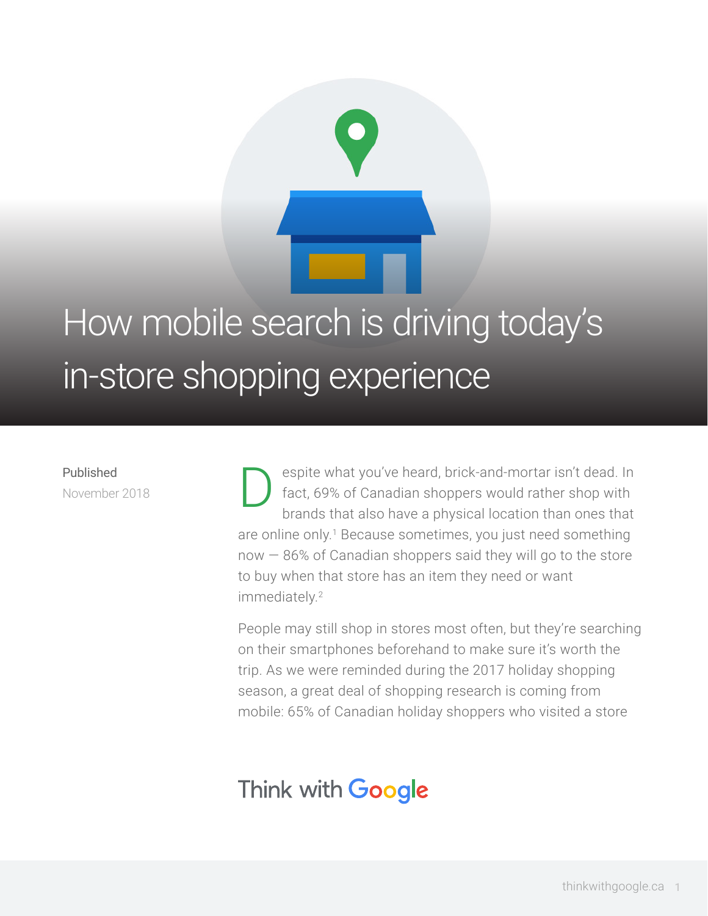# How mobile search is driving today's in-store shopping experience

Published
November 2018

Despite what you've heard, brick-and-mortar isn't dead. In fact, 69% of Canadian shoppers would rather shop with brands that also have a physical location than ones that are online only.[1] Because sometimes, you just need something now — 86% of Canadian shoppers said they will go to the store to buy when that store has an item they need or want immediately.[2]

People may still shop in stores most often, but they're searching on their smartphones beforehand to make sure it's worth the trip. As we were reminded during the 2017 holiday shopping season, a great deal of shopping research is coming from mobile: 65% of Canadian holiday shoppers who visited a store

Think with Google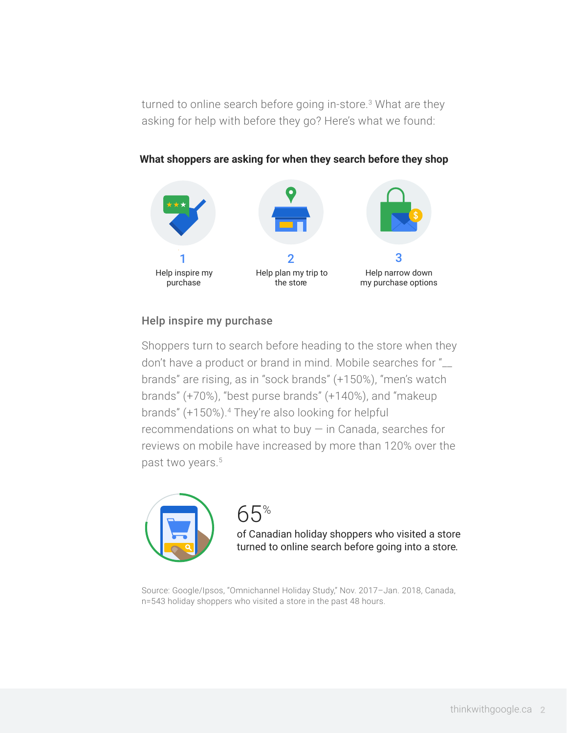turned to online search before going in-store.[3] What are they asking for help with before they go? Here's what we found:

**What shoppers are asking for when they search before they shop**

1. Help inspire my purchase
2. Help plan my trip to the store
3. Help narrow down my purchase options

### Help inspire my purchase

Shoppers turn to search before heading to the store when they don't have a product or brand in mind. Mobile searches for "__ brands" are rising, as in "sock brands" (+150%), "men's watch brands" (+70%), "best purse brands" (+140%), and "makeup brands" (+150%).[4] They're also looking for helpful recommendations on what to buy — in Canada, searches for reviews on mobile have increased by more than 120% over the past two years.[5]

65%

of Canadian holiday shoppers who visited a store turned to online search before going into a store.

Source: Google/Ipsos, "Omnichannel Holiday Study," Nov. 2017–Jan. 2018, Canada, n=543 holiday shoppers who visited a store in the past 48 hours.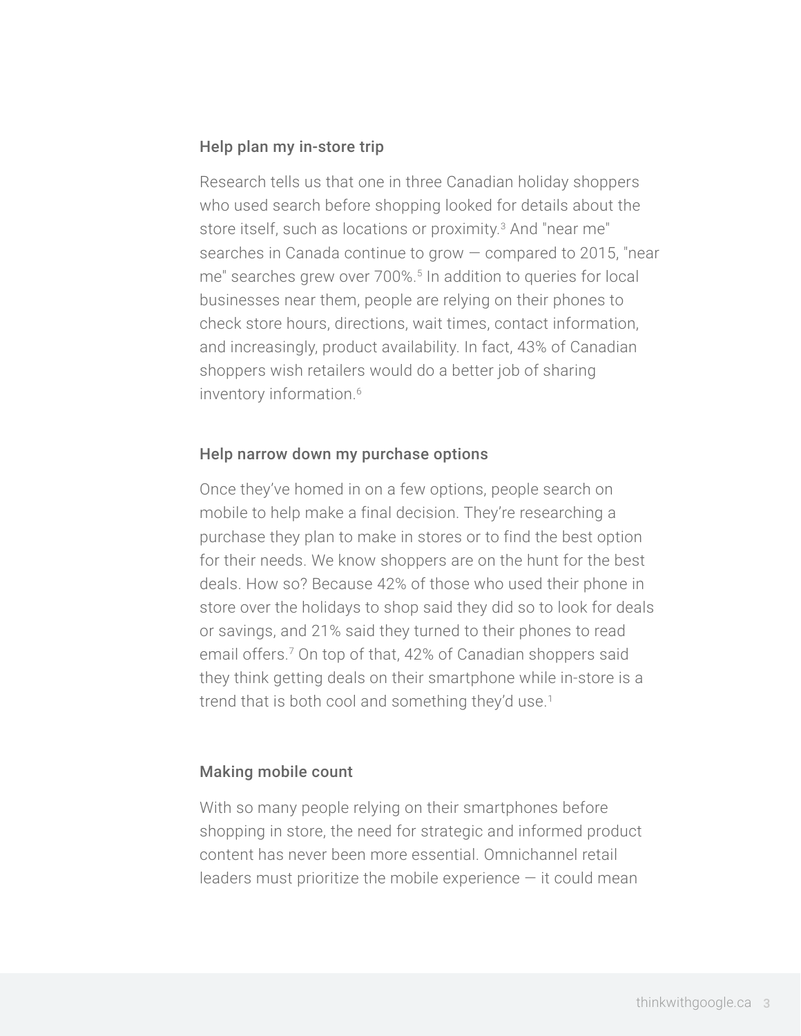### Help plan my in-store trip

Research tells us that one in three Canadian holiday shoppers who used search before shopping looked for details about the store itself, such as locations or proximity.[3] And "near me" searches in Canada continue to grow — compared to 2015, "near me" searches grew over 700%.[5] In addition to queries for local businesses near them, people are relying on their phones to check store hours, directions, wait times, contact information, and increasingly, product availability. In fact, 43% of Canadian shoppers wish retailers would do a better job of sharing inventory information.[6]

### Help narrow down my purchase options

Once they've homed in on a few options, people search on mobile to help make a final decision. They're researching a purchase they plan to make in stores or to find the best option for their needs. We know shoppers are on the hunt for the best deals. How so? Because 42% of those who used their phone in store over the holidays to shop said they did so to look for deals or savings, and 21% said they turned to their phones to read email offers.[7] On top of that, 42% of Canadian shoppers said they think getting deals on their smartphone while in-store is a trend that is both cool and something they'd use.[1]

### Making mobile count

With so many people relying on their smartphones before shopping in store, the need for strategic and informed product content has never been more essential. Omnichannel retail leaders must prioritize the mobile experience — it could mean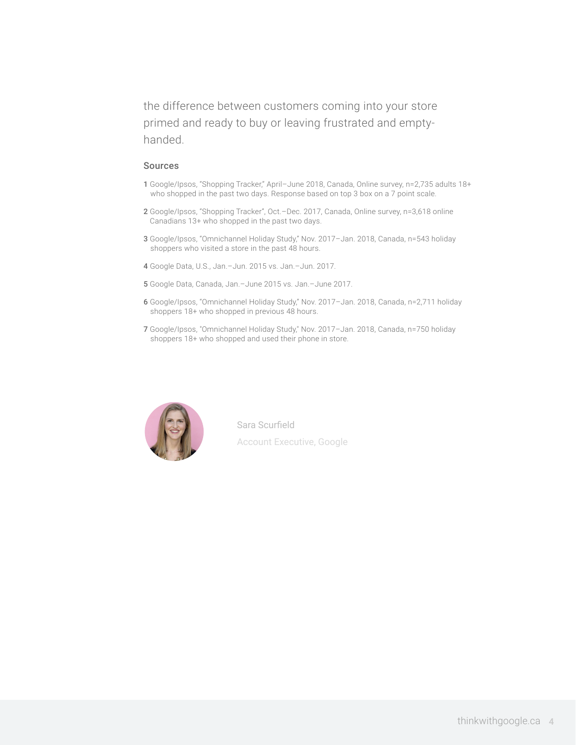the difference between customers coming into your store primed and ready to buy or leaving frustrated and empty-handed.

### Sources

**1** Google/Ipsos, "Shopping Tracker," April–June 2018, Canada, Online survey, n=2,735 adults 18+ who shopped in the past two days. Response based on top 3 box on a 7 point scale.

**2** Google/Ipsos, "Shopping Tracker", Oct.–Dec. 2017, Canada, Online survey, n=3,618 online Canadians 13+ who shopped in the past two days.

**3** Google/Ipsos, "Omnichannel Holiday Study," Nov. 2017–Jan. 2018, Canada, n=543 holiday shoppers who visited a store in the past 48 hours.

**4** Google Data, U.S., Jan.–Jun. 2015 vs. Jan.–Jun. 2017.

**5** Google Data, Canada, Jan.–June 2015 vs. Jan.–June 2017.

**6** Google/Ipsos, "Omnichannel Holiday Study," Nov. 2017–Jan. 2018, Canada, n=2,711 holiday shoppers 18+ who shopped in previous 48 hours.

**7** Google/Ipsos, "Omnichannel Holiday Study," Nov. 2017–Jan. 2018, Canada, n=750 holiday shoppers 18+ who shopped and used their phone in store.

Sara Scurfield

Account Executive, Google